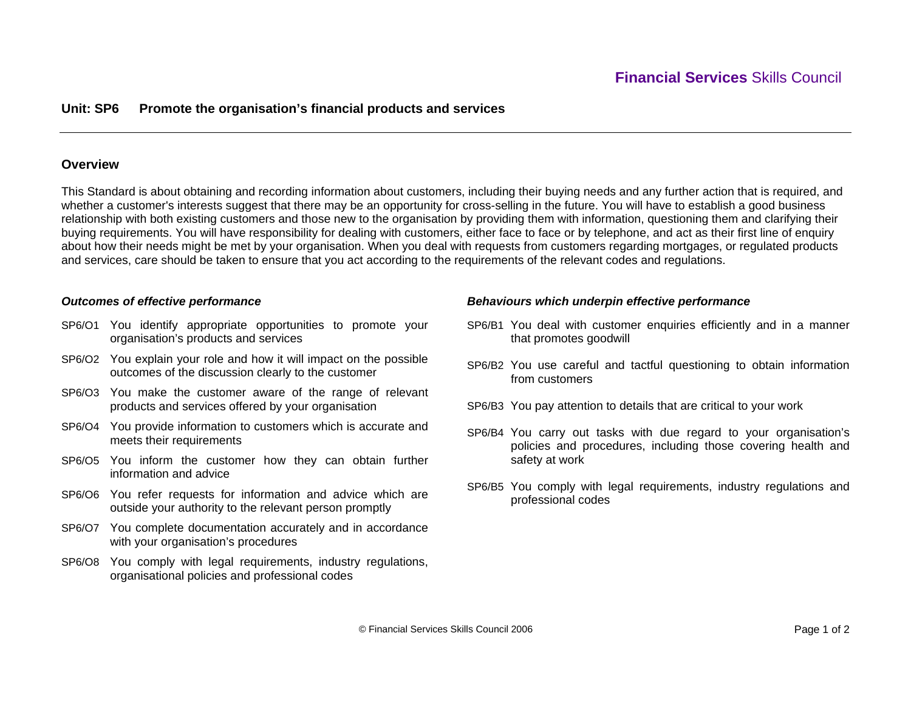**Financial Services** Skills Council

## Unit: SP6 Promote the organisation's financial products and services

### Overview

This Standard is about obtaining and recording information about customers, including their buying needs and any further action that is required, and whether a customer's interests suggest that there may be an opportunity for cross-selling in the future. You will have to establish a good business relationship with both existing customers and those new to the organisation by providing them with information, questioning them and clarifying their buying requirements. You will have responsibility for dealing with customers, either face to face or by telephone, and act as their first line of enquiry about how their needs might be met by your organisation. When you deal with requests from customers regarding mortgages, or regulated products and services, care should be taken to ensure that you act according to the requirements of the relevant codes and regulations.

### *Outcomes of effective performance*

- SP6/O1 You identify appropriate opportunities to promote your organisation's products and services
- SP6/O2 You explain your role and how it will impact on the possible outcomes of the discussion clearly to the customer
- SP6/O3 You make the customer aware of the range of relevant products and services offered by your organisation
- SP6/O4 You provide information to customers which is accurate and meets their requirements
- SP6/O5 You inform the customer how they can obtain further information and advice
- SP6/O6 You refer requests for information and advice which are outside your authority to the relevant person promptly
- SP6/O7 You complete documentation accurately and in accordance with your organisation's procedures
- SP6/O8 You comply with legal requirements, industry regulations, organisational policies and professional codes

### *Behaviours which underpin effective performance*

- SP6/B1 You deal with customer enquiries efficiently and in a manner that promotes goodwill
- SP6/B2 You use careful and tactful questioning to obtain information from customers
- SP6/B3 You pay attention to details that are critical to your work
- SP6/B4 You carry out tasks with due regard to your organisation's policies and procedures, including those covering health and safety at work
- SP6/B5 You comply with legal requirements, industry regulations and professional codes

© Financial Services Skills Council 2006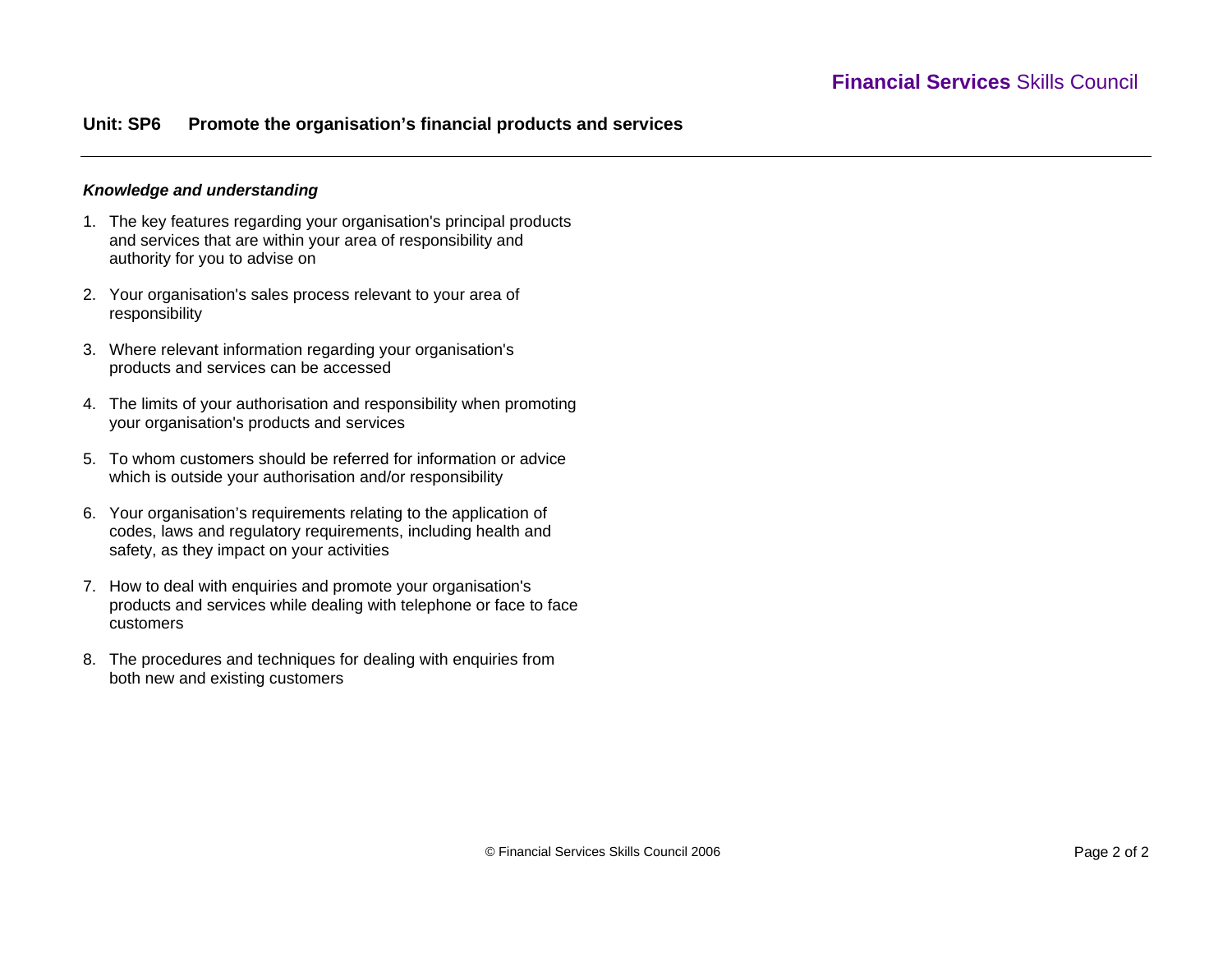**Unit: SP6 Promote the organisation’s financial products and services**

***Knowledge and understanding***

1. The key features regarding your organisation's principal products and services that are within your area of responsibility and authority for you to advise on
2. Your organisation's sales process relevant to your area of responsibility
3. Where relevant information regarding your organisation's products and services can be accessed
4. The limits of your authorisation and responsibility when promoting your organisation's products and services
5. To whom customers should be referred for information or advice which is outside your authorisation and/or responsibility
6. Your organisation’s requirements relating to the application of codes, laws and regulatory requirements, including health and safety, as they impact on your activities
7. How to deal with enquiries and promote your organisation's products and services while dealing with telephone or face to face customers
8. The procedures and techniques for dealing with enquiries from both new and existing customers